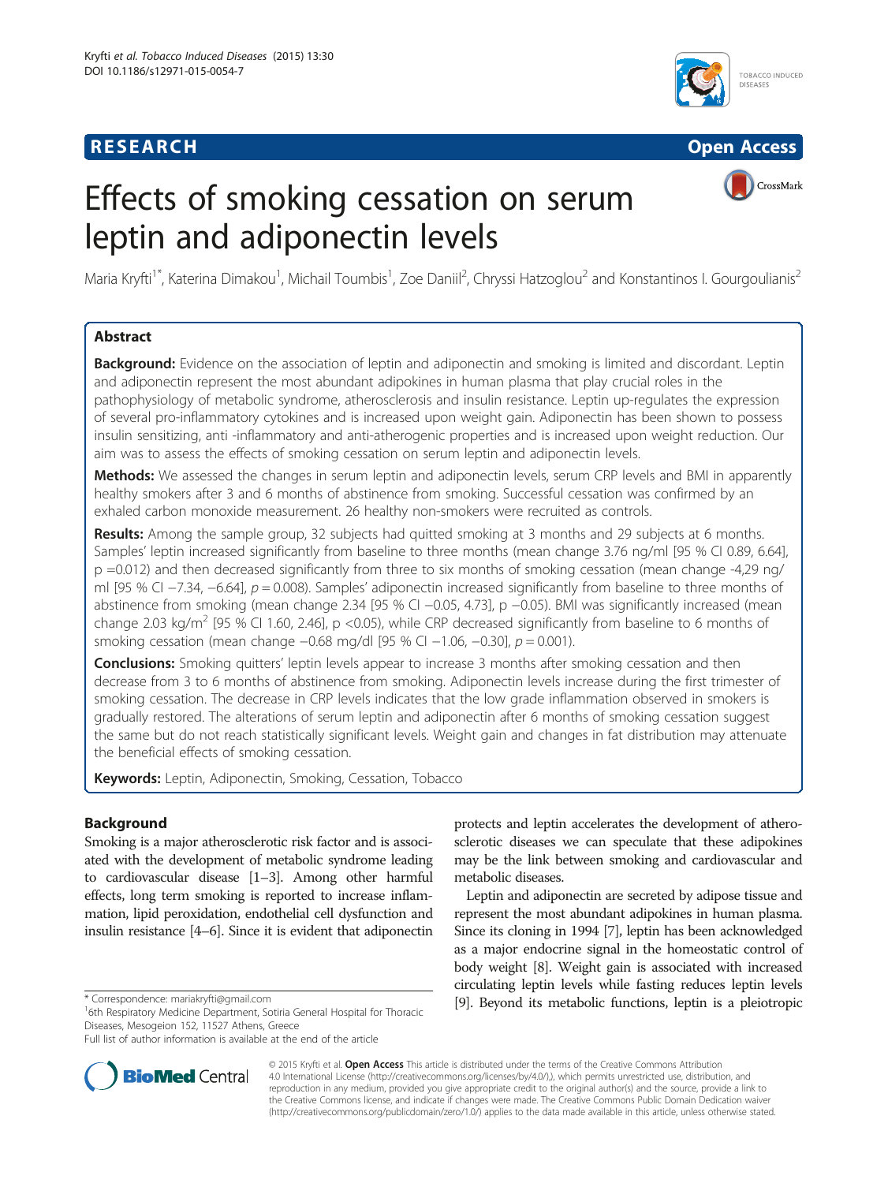RESEARCH | Open Access

# Effects of smoking cessation on serum leptin and adiponectin levels

Maria Kryfti[1*], Katerina Dimakou[1], Michail Toumbis[1], Zoe Daniil[2], Chryssi Hatzoglou[2] and Konstantinos I. Gourgoulianis[2]

## Abstract

**Background:** Evidence on the association of leptin and adiponectin and smoking is limited and discordant. Leptin and adiponectin represent the most abundant adipokines in human plasma that play crucial roles in the pathophysiology of metabolic syndrome, atherosclerosis and insulin resistance. Leptin up-regulates the expression of several pro-inflammatory cytokines and is increased upon weight gain. Adiponectin has been shown to possess insulin sensitizing, anti -inflammatory and anti-atherogenic properties and is increased upon weight reduction. Our aim was to assess the effects of smoking cessation on serum leptin and adiponectin levels.

**Methods:** We assessed the changes in serum leptin and adiponectin levels, serum CRP levels and BMI in apparently healthy smokers after 3 and 6 months of abstinence from smoking. Successful cessation was confirmed by an exhaled carbon monoxide measurement. 26 healthy non-smokers were recruited as controls.

**Results:** Among the sample group, 32 subjects had quitted smoking at 3 months and 29 subjects at 6 months. Samples' leptin increased significantly from baseline to three months (mean change 3.76 ng/ml [95 % CI 0.89, 6.64], p =0.012) and then decreased significantly from three to six months of smoking cessation (mean change -4,29 ng/ml [95 % CI −7.34, −6.64], $p = 0.008$). Samples' adiponectin increased significantly from baseline to three months of abstinence from smoking (mean change 2.34 [95 % CI −0.05, 4.73], p −0.05). BMI was significantly increased (mean change 2.03 kg/m$^2$ [95 % CI 1.60, 2.46], p <0.05), while CRP decreased significantly from baseline to 6 months of smoking cessation (mean change −0.68 mg/dl [95 % CI −1.06, −0.30], $p = 0.001$).

**Conclusions:** Smoking quitters' leptin levels appear to increase 3 months after smoking cessation and then decrease from 3 to 6 months of abstinence from smoking. Adiponectin levels increase during the first trimester of smoking cessation. The decrease in CRP levels indicates that the low grade inflammation observed in smokers is gradually restored. The alterations of serum leptin and adiponectin after 6 months of smoking cessation suggest the same but do not reach statistically significant levels. Weight gain and changes in fat distribution may attenuate the beneficial effects of smoking cessation.

**Keywords:** Leptin, Adiponectin, Smoking, Cessation, Tobacco

## Background

Smoking is a major atherosclerotic risk factor and is associated with the development of metabolic syndrome leading to cardiovascular disease [1–3]. Among other harmful effects, long term smoking is reported to increase inflammation, lipid peroxidation, endothelial cell dysfunction and insulin resistance [4–6]. Since it is evident that adiponectin protects and leptin accelerates the development of atherosclerotic diseases we can speculate that these adipokines may be the link between smoking and cardiovascular and metabolic diseases.

Leptin and adiponectin are secreted by adipose tissue and represent the most abundant adipokines in human plasma. Since its cloning in 1994 [7], leptin has been acknowledged as a major endocrine signal in the homeostatic control of body weight [8]. Weight gain is associated with increased circulating leptin levels while fasting reduces leptin levels [9]. Beyond its metabolic functions, leptin is a pleiotropic

\* Correspondence: mariakryfti@gmail.com
[1]6th Respiratory Medicine Department, Sotiria General Hospital for Thoracic Diseases, Mesogeion 152, 11527 Athens, Greece
Full list of author information is available at the end of the article

© 2015 Kryfti et al. **Open Access** This article is distributed under the terms of the Creative Commons Attribution 4.0 International License (http://creativecommons.org/licenses/by/4.0/), which permits unrestricted use, distribution, and reproduction in any medium, provided you give appropriate credit to the original author(s) and the source, provide a link to the Creative Commons license, and indicate if changes were made. The Creative Commons Public Domain Dedication waiver (http://creativecommons.org/publicdomain/zero/1.0/) applies to the data made available in this article, unless otherwise stated.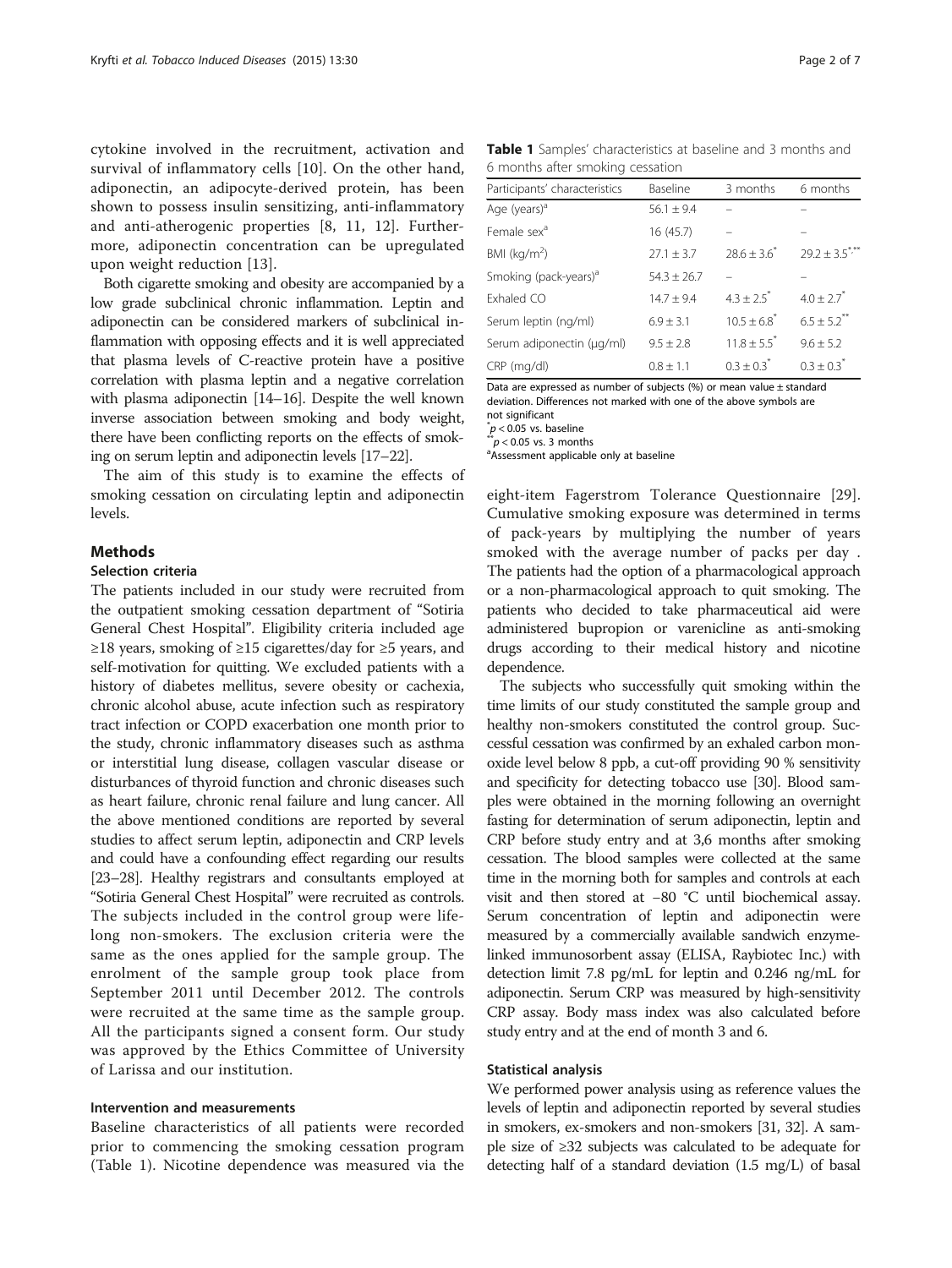cytokine involved in the recruitment, activation and survival of inflammatory cells [10]. On the other hand, adiponectin, an adipocyte-derived protein, has been shown to possess insulin sensitizing, anti-inflammatory and anti-atherogenic properties [8, 11, 12]. Furthermore, adiponectin concentration can be upregulated upon weight reduction [13].

Both cigarette smoking and obesity are accompanied by a low grade subclinical chronic inflammation. Leptin and adiponectin can be considered markers of subclinical inflammation with opposing effects and it is well appreciated that plasma levels of C-reactive protein have a positive correlation with plasma leptin and a negative correlation with plasma adiponectin [14–16]. Despite the well known inverse association between smoking and body weight, there have been conflicting reports on the effects of smoking on serum leptin and adiponectin levels [17–22].

The aim of this study is to examine the effects of smoking cessation on circulating leptin and adiponectin levels.

## Methods

### Selection criteria

The patients included in our study were recruited from the outpatient smoking cessation department of "Sotiria General Chest Hospital". Eligibility criteria included age ≥18 years, smoking of ≥15 cigarettes/day for ≥5 years, and self-motivation for quitting. We excluded patients with a history of diabetes mellitus, severe obesity or cachexia, chronic alcohol abuse, acute infection such as respiratory tract infection or COPD exacerbation one month prior to the study, chronic inflammatory diseases such as asthma or interstitial lung disease, collagen vascular disease or disturbances of thyroid function and chronic diseases such as heart failure, chronic renal failure and lung cancer. All the above mentioned conditions are reported by several studies to affect serum leptin, adiponectin and CRP levels and could have a confounding effect regarding our results [23–28]. Healthy registrars and consultants employed at "Sotiria General Chest Hospital" were recruited as controls. The subjects included in the control group were lifelong non-smokers. The exclusion criteria were the same as the ones applied for the sample group. The enrolment of the sample group took place from September 2011 until December 2012. The controls were recruited at the same time as the sample group. All the participants signed a consent form. Our study was approved by the Ethics Committee of University of Larissa and our institution.

### Intervention and measurements

Baseline characteristics of all patients were recorded prior to commencing the smoking cessation program (Table 1). Nicotine dependence was measured via the eight-item Fagerstrom Tolerance Questionnaire [29]. Cumulative smoking exposure was determined in terms of pack-years by multiplying the number of years smoked with the average number of packs per day . The patients had the option of a pharmacological approach or a non-pharmacological approach to quit smoking. The patients who decided to take pharmaceutical aid were administered bupropion or varenicline as anti-smoking drugs according to their medical history and nicotine dependence.

**Table 1** Samples' characteristics at baseline and 3 months and 6 months after smoking cessation

| Participants' characteristics | Baseline | 3 months | 6 months |
|---|---|---|---|
| Age (years)[a] | 56.1 ± 9.4 | – | – |
| Female sex[a] | 16 (45.7) | – | – |
| BMI (kg/m$^2$) | 27.1 ± 3.7 | 28.6 ± 3.6* | 29.2 ± 3.5*,** |
| Smoking (pack-years)[a] | 54.3 ± 26.7 | – | – |
| Exhaled CO | 14.7 ± 9.4 | 4.3 ± 2.5* | 4.0 ± 2.7* |
| Serum leptin (ng/ml) | 6.9 ± 3.1 | 10.5 ± 6.8* | 6.5 ± 5.2** |
| Serum adiponectin (μg/ml) | 9.5 ± 2.8 | 11.8 ± 5.5* | 9.6 ± 5.2 |
| CRP (mg/dl) | 0.8 ± 1.1 | 0.3 ± 0.3* | 0.3 ± 0.3* |

Data are expressed as number of subjects (%) or mean value ± standard deviation. Differences not marked with one of the above symbols are not significant

*$p < 0.05$ vs. baseline

**$p < 0.05$ vs. 3 months

[a]Assessment applicable only at baseline

The subjects who successfully quit smoking within the time limits of our study constituted the sample group and healthy non-smokers constituted the control group. Successful cessation was confirmed by an exhaled carbon monoxide level below 8 ppb, a cut-off providing 90 % sensitivity and specificity for detecting tobacco use [30]. Blood samples were obtained in the morning following an overnight fasting for determination of serum adiponectin, leptin and CRP before study entry and at 3,6 months after smoking cessation. The blood samples were collected at the same time in the morning both for samples and controls at each visit and then stored at −80 °C until biochemical assay. Serum concentration of leptin and adiponectin were measured by a commercially available sandwich enzyme-linked immunosorbent assay (ELISA, Raybiotec Inc.) with detection limit 7.8 pg/mL for leptin and 0.246 ng/mL for adiponectin. Serum CRP was measured by high-sensitivity CRP assay. Body mass index was also calculated before study entry and at the end of month 3 and 6.

### Statistical analysis

We performed power analysis using as reference values the levels of leptin and adiponectin reported by several studies in smokers, ex-smokers and non-smokers [31, 32]. A sample size of ≥32 subjects was calculated to be adequate for detecting half of a standard deviation (1.5 mg/L) of basal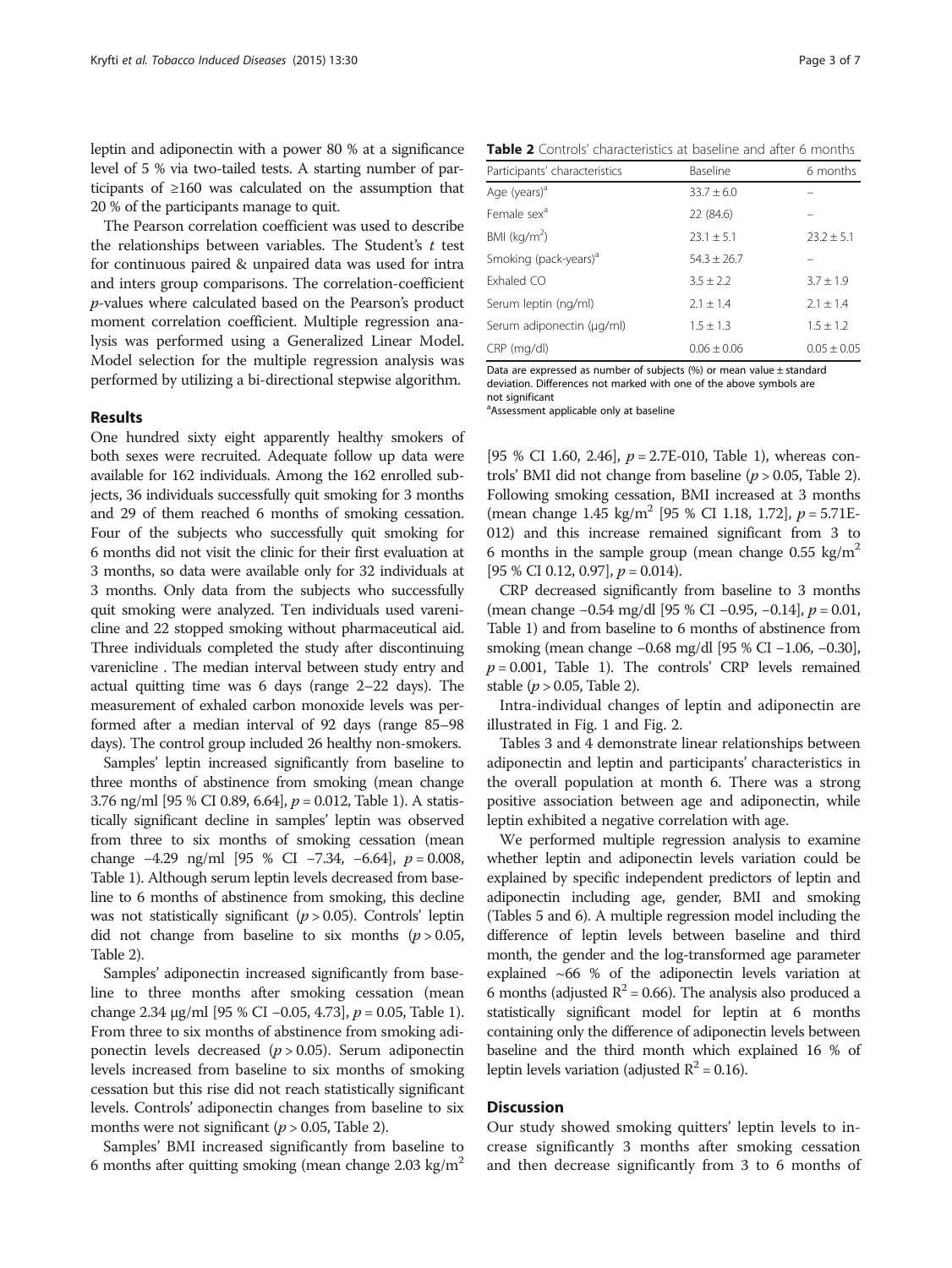leptin and adiponectin with a power 80 % at a significance level of 5 % via two-tailed tests. A starting number of participants of ≥160 was calculated on the assumption that 20 % of the participants manage to quit.

The Pearson correlation coefficient was used to describe the relationships between variables. The Student's $t$ test for continuous paired & unpaired data was used for intra and inters group comparisons. The correlation-coefficient $p$-values where calculated based on the Pearson's product moment correlation coefficient. Multiple regression analysis was performed using a Generalized Linear Model. Model selection for the multiple regression analysis was performed by utilizing a bi-directional stepwise algorithm.

## Results

One hundred sixty eight apparently healthy smokers of both sexes were recruited. Adequate follow up data were available for 162 individuals. Among the 162 enrolled subjects, 36 individuals successfully quit smoking for 3 months and 29 of them reached 6 months of smoking cessation. Four of the subjects who successfully quit smoking for 6 months did not visit the clinic for their first evaluation at 3 months, so data were available only for 32 individuals at 3 months. Only data from the subjects who successfully quit smoking were analyzed. Ten individuals used varenicline and 22 stopped smoking without pharmaceutical aid. Three individuals completed the study after discontinuing varenicline . The median interval between study entry and actual quitting time was 6 days (range 2–22 days). The measurement of exhaled carbon monoxide levels was performed after a median interval of 92 days (range 85–98 days). The control group included 26 healthy non-smokers.

Samples' leptin increased significantly from baseline to three months of abstinence from smoking (mean change 3.76 ng/ml [95 % CI 0.89, 6.64], $p = 0.012$, Table 1). A statistically significant decline in samples' leptin was observed from three to six months of smoking cessation (mean change −4.29 ng/ml [95 % CI −7.34, −6.64], $p = 0.008$, Table 1). Although serum leptin levels decreased from baseline to 6 months of abstinence from smoking, this decline was not statistically significant ($p > 0.05$). Controls' leptin did not change from baseline to six months ($p > 0.05$, Table 2).

Samples' adiponectin increased significantly from baseline to three months after smoking cessation (mean change 2.34 μg/ml [95 % CI −0.05, 4.73], $p = 0.05$, Table 1). From three to six months of abstinence from smoking adiponectin levels decreased ($p > 0.05$). Serum adiponectin levels increased from baseline to six months of smoking cessation but this rise did not reach statistically significant levels. Controls' adiponectin changes from baseline to six months were not significant ($p > 0.05$, Table 2).

Samples' BMI increased significantly from baseline to 6 months after quitting smoking (mean change 2.03 kg/m$^2$ [95 % CI 1.60, 2.46], $p = 2.7\text{E-}010$, Table 1), whereas controls' BMI did not change from baseline ($p > 0.05$, Table 2). Following smoking cessation, BMI increased at 3 months (mean change 1.45 kg/m$^2$ [95 % CI 1.18, 1.72], $p = 5.71\text{E-}012$) and this increase remained significant from 3 to 6 months in the sample group (mean change 0.55 kg/m$^2$ [95 % CI 0.12, 0.97], $p = 0.014$).

CRP decreased significantly from baseline to 3 months (mean change −0.54 mg/dl [95 % CI −0.95, −0.14], $p = 0.01$, Table 1) and from baseline to 6 months of abstinence from smoking (mean change −0.68 mg/dl [95 % CI −1.06, −0.30], $p = 0.001$, Table 1). The controls' CRP levels remained stable ($p > 0.05$, Table 2).

Intra-individual changes of leptin and adiponectin are illustrated in Fig. 1 and Fig. 2.

Tables 3 and 4 demonstrate linear relationships between adiponectin and leptin and participants' characteristics in the overall population at month 6. There was a strong positive association between age and adiponectin, while leptin exhibited a negative correlation with age.

We performed multiple regression analysis to examine whether leptin and adiponectin levels variation could be explained by specific independent predictors of leptin and adiponectin including age, gender, BMI and smoking (Tables 5 and 6). A multiple regression model including the difference of leptin levels between baseline and third month, the gender and the log-transformed age parameter explained ~66 % of the adiponectin levels variation at 6 months (adjusted $R^2 = 0.66$). The analysis also produced a statistically significant model for leptin at 6 months containing only the difference of adiponectin levels between baseline and the third month which explained 16 % of leptin levels variation (adjusted $R^2 = 0.16$).

**Table 2** Controls' characteristics at baseline and after 6 months

| Participants' characteristics | Baseline | 6 months |
|---|---|---|
| Age (years)[a] | 33.7 ± 6.0 | – |
| Female sex[a] | 22 (84.6) | – |
| BMI (kg/m$^2$) | 23.1 ± 5.1 | 23.2 ± 5.1 |
| Smoking (pack-years)[a] | 54.3 ± 26.7 | – |
| Exhaled CO | 3.5 ± 2.2 | 3.7 ± 1.9 |
| Serum leptin (ng/ml) | 2.1 ± 1.4 | 2.1 ± 1.4 |
| Serum adiponectin (μg/ml) | 1.5 ± 1.3 | 1.5 ± 1.2 |
| CRP (mg/dl) | 0.06 ± 0.06 | 0.05 ± 0.05 |

Data are expressed as number of subjects (%) or mean value ± standard deviation. Differences not marked with one of the above symbols are not significant

[a]Assessment applicable only at baseline

## Discussion

Our study showed smoking quitters' leptin levels to increase significantly 3 months after smoking cessation and then decrease significantly from 3 to 6 months of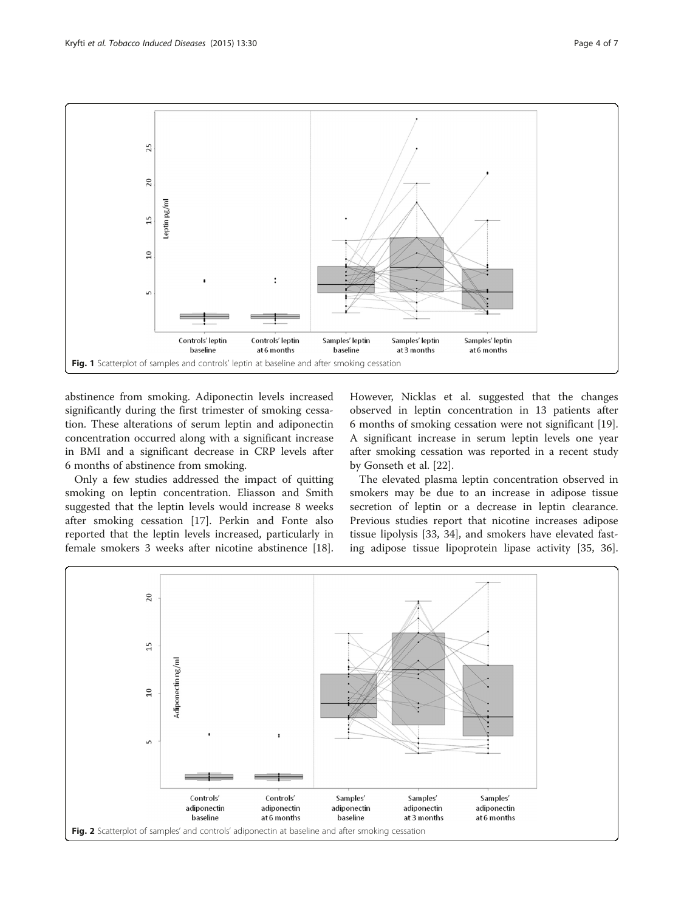Fig. 1 Scatterplot of samples and controls' leptin at baseline and after smoking cessation

abstinence from smoking. Adiponectin levels increased significantly during the first trimester of smoking cessation. These alterations of serum leptin and adiponectin concentration occurred along with a significant increase in BMI and a significant decrease in CRP levels after 6 months of abstinence from smoking.

Only a few studies addressed the impact of quitting smoking on leptin concentration. Eliasson and Smith suggested that the leptin levels would increase 8 weeks after smoking cessation [17]. Perkin and Fonte also reported that the leptin levels increased, particularly in female smokers 3 weeks after nicotine abstinence [18]. However, Nicklas et al. suggested that the changes observed in leptin concentration in 13 patients after 6 months of smoking cessation were not significant [19]. A significant increase in serum leptin levels one year after smoking cessation was reported in a recent study by Gonseth et al. [22].

The elevated plasma leptin concentration observed in smokers may be due to an increase in adipose tissue secretion of leptin or a decrease in leptin clearance. Previous studies report that nicotine increases adipose tissue lipolysis [33, 34], and smokers have elevated fasting adipose tissue lipoprotein lipase activity [35, 36].

Fig. 2 Scatterplot of samples' and controls' adiponectin at baseline and after smoking cessation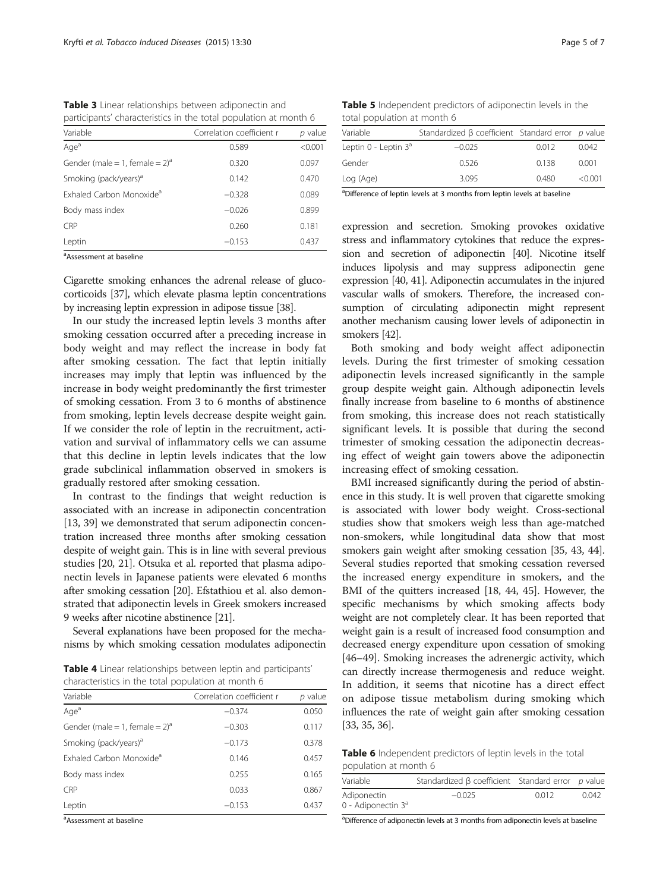**Table 3** Linear relationships between adiponectin and participants' characteristics in the total population at month 6

| Variable | Correlation coefficient r | *p* value |
|---|---|---|
| Age[a] | 0.589 | <0.001 |
| Gender (male = 1, female = 2)[a] | 0.320 | 0.097 |
| Smoking (pack/years)[a] | 0.142 | 0.470 |
| Exhaled Carbon Monoxide[a] | −0.328 | 0.089 |
| Body mass index | −0.026 | 0.899 |
| CRP | 0.260 | 0.181 |
| Leptin | −0.153 | 0.437 |

[a]Assessment at baseline

Cigarette smoking enhances the adrenal release of glucocorticoids [37], which elevate plasma leptin concentrations by increasing leptin expression in adipose tissue [38].

In our study the increased leptin levels 3 months after smoking cessation occurred after a preceding increase in body weight and may reflect the increase in body fat after smoking cessation. The fact that leptin initially increases may imply that leptin was influenced by the increase in body weight predominantly the first trimester of smoking cessation. From 3 to 6 months of abstinence from smoking, leptin levels decrease despite weight gain. If we consider the role of leptin in the recruitment, activation and survival of inflammatory cells we can assume that this decline in leptin levels indicates that the low grade subclinical inflammation observed in smokers is gradually restored after smoking cessation.

In contrast to the findings that weight reduction is associated with an increase in adiponectin concentration [13, 39] we demonstrated that serum adiponectin concentration increased three months after smoking cessation despite of weight gain. This is in line with several previous studies [20, 21]. Otsuka et al. reported that plasma adiponectin levels in Japanese patients were elevated 6 months after smoking cessation [20]. Efstathiou et al. also demonstrated that adiponectin levels in Greek smokers increased 9 weeks after nicotine abstinence [21].

Several explanations have been proposed for the mechanisms by which smoking cessation modulates adiponectin expression and secretion. Smoking provokes oxidative stress and inflammatory cytokines that reduce the expression and secretion of adiponectin [40]. Nicotine itself induces lipolysis and may suppress adiponectin gene expression [40, 41]. Adiponectin accumulates in the injured vascular walls of smokers. Therefore, the increased consumption of circulating adiponectin might represent another mechanism causing lower levels of adiponectin in smokers [42].

**Table 4** Linear relationships between leptin and participants' characteristics in the total population at month 6

| Variable | Correlation coefficient r | *p* value |
|---|---|---|
| Age[a] | −0.374 | 0.050 |
| Gender (male = 1, female = 2)[a] | −0.303 | 0.117 |
| Smoking (pack/years)[a] | −0.173 | 0.378 |
| Exhaled Carbon Monoxide[a] | 0.146 | 0.457 |
| Body mass index | 0.255 | 0.165 |
| CRP | 0.033 | 0.867 |
| Leptin | −0.153 | 0.437 |

[a]Assessment at baseline

**Table 5** Independent predictors of adiponectin levels in the total population at month 6

| Variable | Standardized β coefficient | Standard error | *p* value |
|---|---|---|---|
| Leptin 0 - Leptin 3[a] | −0.025 | 0.012 | 0.042 |
| Gender | 0.526 | 0.138 | 0.001 |
| Log (Age) | 3.095 | 0.480 | <0.001 |

[a]Difference of leptin levels at 3 months from leptin levels at baseline

Both smoking and body weight affect adiponectin levels. During the first trimester of smoking cessation adiponectin levels increased significantly in the sample group despite weight gain. Although adiponectin levels finally increase from baseline to 6 months of abstinence from smoking, this increase does not reach statistically significant levels. It is possible that during the second trimester of smoking cessation the adiponectin decreasing effect of weight gain towers above the adiponectin increasing effect of smoking cessation.

BMI increased significantly during the period of abstinence in this study. It is well proven that cigarette smoking is associated with lower body weight. Cross-sectional studies show that smokers weigh less than age-matched non-smokers, while longitudinal data show that most smokers gain weight after smoking cessation [35, 43, 44]. Several studies reported that smoking cessation reversed the increased energy expenditure in smokers, and the BMI of the quitters increased [18, 44, 45]. However, the specific mechanisms by which smoking affects body weight are not completely clear. It has been reported that weight gain is a result of increased food consumption and decreased energy expenditure upon cessation of smoking [46–49]. Smoking increases the adrenergic activity, which can directly increase thermogenesis and reduce weight. In addition, it seems that nicotine has a direct effect on adipose tissue metabolism during smoking which influences the rate of weight gain after smoking cessation [33, 35, 36].

**Table 6** Independent predictors of leptin levels in the total population at month 6

| Variable | Standardized β coefficient | Standard error | *p* value |
|---|---|---|---|
| Adiponectin 0 - Adiponectin 3[a] | −0.025 | 0.012 | 0.042 |

[a]Difference of adiponectin levels at 3 months from adiponectin levels at baseline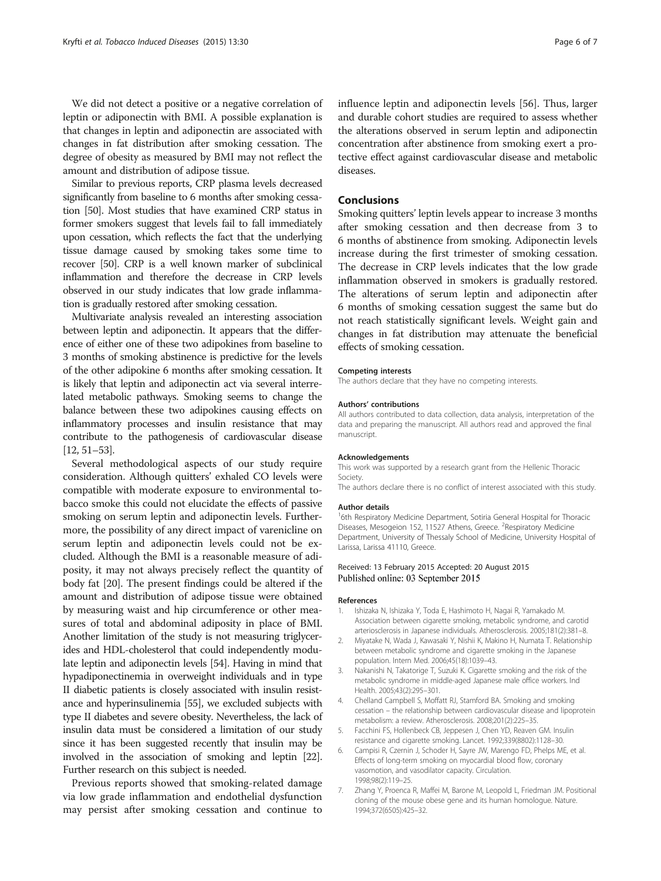We did not detect a positive or a negative correlation of leptin or adiponectin with BMI. A possible explanation is that changes in leptin and adiponectin are associated with changes in fat distribution after smoking cessation. The degree of obesity as measured by BMI may not reflect the amount and distribution of adipose tissue.

Similar to previous reports, CRP plasma levels decreased significantly from baseline to 6 months after smoking cessation [50]. Most studies that have examined CRP status in former smokers suggest that levels fail to fall immediately upon cessation, which reflects the fact that the underlying tissue damage caused by smoking takes some time to recover [50]. CRP is a well known marker of subclinical inflammation and therefore the decrease in CRP levels observed in our study indicates that low grade inflammation is gradually restored after smoking cessation.

Multivariate analysis revealed an interesting association between leptin and adiponectin. It appears that the difference of either one of these two adipokines from baseline to 3 months of smoking abstinence is predictive for the levels of the other adipokine 6 months after smoking cessation. It is likely that leptin and adiponectin act via several interrelated metabolic pathways. Smoking seems to change the balance between these two adipokines causing effects on inflammatory processes and insulin resistance that may contribute to the pathogenesis of cardiovascular disease [12, 51–53].

Several methodological aspects of our study require consideration. Although quitters' exhaled CO levels were compatible with moderate exposure to environmental tobacco smoke this could not elucidate the effects of passive smoking on serum leptin and adiponectin levels. Furthermore, the possibility of any direct impact of varenicline on serum leptin and adiponectin levels could not be excluded. Although the BMI is a reasonable measure of adiposity, it may not always precisely reflect the quantity of body fat [20]. The present findings could be altered if the amount and distribution of adipose tissue were obtained by measuring waist and hip circumference or other measures of total and abdominal adiposity in place of BMI. Another limitation of the study is not measuring triglycerides and HDL-cholesterol that could independently modulate leptin and adiponectin levels [54]. Having in mind that hypadiponectinemia in overweight individuals and in type II diabetic patients is closely associated with insulin resistance and hyperinsulinemia [55], we excluded subjects with type II diabetes and severe obesity. Nevertheless, the lack of insulin data must be considered a limitation of our study since it has been suggested recently that insulin may be involved in the association of smoking and leptin [22]. Further research on this subject is needed.

Previous reports showed that smoking-related damage via low grade inflammation and endothelial dysfunction may persist after smoking cessation and continue to influence leptin and adiponectin levels [56]. Thus, larger and durable cohort studies are required to assess whether the alterations observed in serum leptin and adiponectin concentration after abstinence from smoking exert a protective effect against cardiovascular disease and metabolic diseases.

## Conclusions

Smoking quitters' leptin levels appear to increase 3 months after smoking cessation and then decrease from 3 to 6 months of abstinence from smoking. Adiponectin levels increase during the first trimester of smoking cessation. The decrease in CRP levels indicates that the low grade inflammation observed in smokers is gradually restored. The alterations of serum leptin and adiponectin after 6 months of smoking cessation suggest the same but do not reach statistically significant levels. Weight gain and changes in fat distribution may attenuate the beneficial effects of smoking cessation.

#### Competing interests

The authors declare that they have no competing interests.

#### Authors' contributions

All authors contributed to data collection, data analysis, interpretation of the data and preparing the manuscript. All authors read and approved the final manuscript.

#### Acknowledgements

This work was supported by a research grant from the Hellenic Thoracic Society.

The authors declare there is no conflict of interest associated with this study.

#### Author details

[1]6th Respiratory Medicine Department, Sotiria General Hospital for Thoracic Diseases, Mesogeion 152, 11527 Athens, Greece. [2]Respiratory Medicine Department, University of Thessaly School of Medicine, University Hospital of Larissa, Larissa 41110, Greece.

Received: 13 February 2015 Accepted: 20 August 2015
Published online: 03 September 2015

#### References

1. Ishizaka N, Ishizaka Y, Toda E, Hashimoto H, Nagai R, Yamakado M. Association between cigarette smoking, metabolic syndrome, and carotid arteriosclerosis in Japanese individuals. Atherosclerosis. 2005;181(2):381–8.
2. Miyatake N, Wada J, Kawasaki Y, Nishii K, Makino H, Numata T. Relationship between metabolic syndrome and cigarette smoking in the Japanese population. Intern Med. 2006;45(18):1039–43.
3. Nakanishi N, Takatorige T, Suzuki K. Cigarette smoking and the risk of the metabolic syndrome in middle-aged Japanese male office workers. Ind Health. 2005;43(2):295–301.
4. Chelland Campbell S, Moffatt RJ, Stamford BA. Smoking and smoking cessation – the relationship between cardiovascular disease and lipoprotein metabolism: a review. Atherosclerosis. 2008;201(2):225–35.
5. Facchini FS, Hollenbeck CB, Jeppesen J, Chen YD, Reaven GM. Insulin resistance and cigarette smoking. Lancet. 1992;339(8802):1128–30.
6. Campisi R, Czernin J, Schoder H, Sayre JW, Marengo FD, Phelps ME, et al. Effects of long-term smoking on myocardial blood flow, coronary vasomotion, and vasodilator capacity. Circulation. 1998;98(2):119–25.
7. Zhang Y, Proenca R, Maffei M, Barone M, Leopold L, Friedman JM. Positional cloning of the mouse obese gene and its human homologue. Nature. 1994;372(6505):425–32.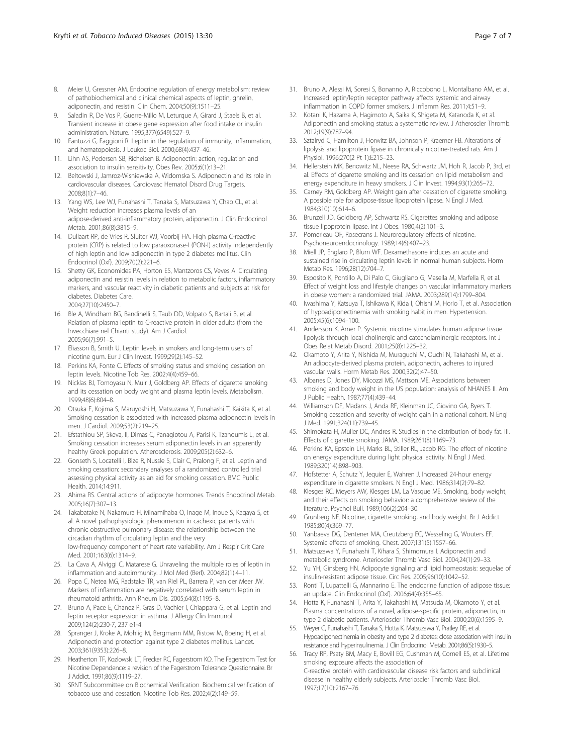8. Meier U, Gressner AM. Endocrine regulation of energy metabolism: review of pathobiochemical and clinical chemical aspects of leptin, ghrelin, adiponectin, and resistin. Clin Chem. 2004;50(9):1511–25.
9. Saladin R, De Vos P, Guerre-Millo M, Leturque A, Girard J, Staels B, et al. Transient increase in obese gene expression after food intake or insulin administration. Nature. 1995;377(6549):527–9.
10. Fantuzzi G, Faggioni R. Leptin in the regulation of immunity, inflammation, and hematopoiesis. J Leukoc Biol. 2000;68(4):437–46.
11. Lihn AS, Pedersen SB, Richelsen B. Adiponectin: action, regulation and association to insulin sensitivity. Obes Rev. 2005;6(1):13–21.
12. Beltowski J, Jamroz-Wisniewska A, Widomska S. Adiponectin and its role in cardiovascular diseases. Cardiovasc Hematol Disord Drug Targets. 2008;8(1):7–46.
13. Yang WS, Lee WJ, Funahashi T, Tanaka S, Matsuzawa Y, Chao CL, et al. Weight reduction increases plasma levels of an adipose-derived anti-inflammatory protein, adiponectin. J Clin Endocrinol Metab. 2001;86(8):3815–9.
14. Dullaart RP, de Vries R, Sluiter WJ, Voorbij HA. High plasma C-reactive protein (CRP) is related to low paraoxonase-I (PON-I) activity independently of high leptin and low adiponectin in type 2 diabetes mellitus. Clin Endocrinol (Oxf). 2009;70(2):221–6.
15. Shetty GK, Economides PA, Horton ES, Mantzoros CS, Veves A. Circulating adiponectin and resistin levels in relation to metabolic factors, inflammatory markers, and vascular reactivity in diabetic patients and subjects at risk for diabetes. Diabetes Care. 2004;27(10):2450–7.
16. Ble A, Windham BG, Bandinelli S, Taub DD, Volpato S, Bartali B, et al. Relation of plasma leptin to C-reactive protein in older adults (from the Invecchiare nel Chianti study). Am J Cardiol. 2005;96(7):991–5.
17. Eliasson B, Smith U. Leptin levels in smokers and long-term users of nicotine gum. Eur J Clin Invest. 1999;29(2):145–52.
18. Perkins KA, Fonte C. Effects of smoking status and smoking cessation on leptin levels. Nicotine Tob Res. 2002;4(4):459–66.
19. Nicklas BJ, Tomoyasu N, Muir J, Goldberg AP. Effects of cigarette smoking and its cessation on body weight and plasma leptin levels. Metabolism. 1999;48(6):804–8.
20. Otsuka F, Kojima S, Maruyoshi H, Matsuzawa Y, Funahashi T, Kaikita K, et al. Smoking cessation is associated with increased plasma adiponectin levels in men. J Cardiol. 2009;53(2):219–25.
21. Efstathiou SP, Skeva, II, Dimas C, Panagiotou A, Parisi K, Tzanoumis L, et al. Smoking cessation increases serum adiponectin levels in an apparently healthy Greek population. Atherosclerosis. 2009;205(2):632–6.
22. Gonseth S, Locatelli I, Bize R, Nussle S, Clair C, Pralong F, et al. Leptin and smoking cessation: secondary analyses of a randomized controlled trial assessing physical activity as an aid for smoking cessation. BMC Public Health. 2014;14:911.
23. Ahima RS. Central actions of adipocyte hormones. Trends Endocrinol Metab. 2005;16(7):307–13.
24. Takabatake N, Nakamura H, Minamihaba O, Inage M, Inoue S, Kagaya S, et al. A novel pathophysiologic phenomenon in cachexic patients with chronic obstructive pulmonary disease: the relationship between the circadian rhythm of circulating leptin and the very low-frequency component of heart rate variability. Am J Respir Crit Care Med. 2001;163(6):1314–9.
25. La Cava A, Alviggi C, Matarese G. Unraveling the multiple roles of leptin in inflammation and autoimmunity. J Mol Med (Berl). 2004;82(1):4–11.
26. Popa C, Netea MG, Radstake TR, van Riel PL, Barrera P, van der Meer JW. Markers of inflammation are negatively correlated with serum leptin in rheumatoid arthritis. Ann Rheum Dis. 2005;64(8):1195–8.
27. Bruno A, Pace E, Chanez P, Gras D, Vachier I, Chiappara G, et al. Leptin and leptin receptor expression in asthma. J Allergy Clin Immunol. 2009;124(2):230-7, 237 e1-4.
28. Spranger J, Kroke A, Mohlig M, Bergmann MM, Ristow M, Boeing H, et al. Adiponectin and protection against type 2 diabetes mellitus. Lancet. 2003;361(9353):226–8.
29. Heatherton TF, Kozlowski LT, Frecker RC, Fagerstrom KO. The Fagerstrom Test for Nicotine Dependence: a revision of the Fagerstrom Tolerance Questionnaire. Br J Addict. 1991;86(9):1119–27.
30. SRNT Subcommittee on Biochemical Verification. Biochemical verification of tobacco use and cessation. Nicotine Tob Res. 2002;4(2):149–59.
31. Bruno A, Alessi M, Soresi S, Bonanno A, Riccobono L, Montalbano AM, et al. Increased leptin/leptin receptor pathway affects systemic and airway inflammation in COPD former smokers. J Inflamm Res. 2011;4:51–9.
32. Kotani K, Hazama A, Hagimoto A, Saika K, Shigeta M, Katanoda K, et al. Adiponectin and smoking status: a systematic review. J Atheroscler Thromb. 2012;19(9):787–94.
33. Sztalryd C, Hamilton J, Horwitz BA, Johnson P, Kraemer FB. Alterations of lipolysis and lipoprotein lipase in chronically nicotine-treated rats. Am J Physiol. 1996;270(2 Pt 1):E215–23.
34. Hellerstein MK, Benowitz NL, Neese RA, Schwartz JM, Hoh R, Jacob P, 3rd, et al. Effects of cigarette smoking and its cessation on lipid metabolism and energy expenditure in heavy smokers. J Clin Invest. 1994;93(1):265–72.
35. Carney RM, Goldberg AP. Weight gain after cessation of cigarette smoking. A possible role for adipose-tissue lipoprotein lipase. N Engl J Med. 1984;310(10):614–6.
36. Brunzell JD, Goldberg AP, Schwartz RS. Cigarettes smoking and adipose tissue lipoprotein lipase. Int J Obes. 1980;4(2):101–3.
37. Pomerleau OF, Rosecrans J. Neuroregulatory effects of nicotine. Psychoneuroendocrinology. 1989;14(6):407–23.
38. Miell JP, Englaro P, Blum WF. Dexamethasone induces an acute and sustained rise in circulating leptin levels in normal human subjects. Horm Metab Res. 1996;28(12):704–7.
39. Esposito K, Pontillo A, Di Palo C, Giugliano G, Masella M, Marfella R, et al. Effect of weight loss and lifestyle changes on vascular inflammatory markers in obese women: a randomized trial. JAMA. 2003;289(14):1799–804.
40. Iwashima Y, Katsuya T, Ishikawa K, Kida I, Ohishi M, Horio T, et al. Association of hypoadiponectinemia with smoking habit in men. Hypertension. 2005;45(6):1094–100.
41. Andersson K, Arner P. Systemic nicotine stimulates human adipose tissue lipolysis through local cholinergic and catecholaminergic receptors. Int J Obes Relat Metab Disord. 2001;25(8):1225–32.
42. Okamoto Y, Arita Y, Nishida M, Muraguchi M, Ouchi N, Takahashi M, et al. An adipocyte-derived plasma protein, adiponectin, adheres to injured vascular walls. Horm Metab Res. 2000;32(2):47–50.
43. Albanes D, Jones DY, Micozzi MS, Mattson ME. Associations between smoking and body weight in the US population: analysis of NHANES II. Am J Public Health. 1987;77(4):439–44.
44. Williamson DF, Madans J, Anda RF, Kleinman JC, Giovino GA, Byers T. Smoking cessation and severity of weight gain in a national cohort. N Engl J Med. 1991;324(11):739–45.
45. Shimokata H, Muller DC, Andres R. Studies in the distribution of body fat. III. Effects of cigarette smoking. JAMA. 1989;261(8):1169–73.
46. Perkins KA, Epstein LH, Marks BL, Stiller RL, Jacob RG. The effect of nicotine on energy expenditure during light physical activity. N Engl J Med. 1989;320(14):898–903.
47. Hofstetter A, Schutz Y, Jequier E, Wahren J. Increased 24-hour energy expenditure in cigarette smokers. N Engl J Med. 1986;314(2):79–82.
48. Klesges RC, Meyers AW, Klesges LM, La Vasque ME. Smoking, body weight, and their effects on smoking behavior: a comprehensive review of the literature. Psychol Bull. 1989;106(2):204–30.
49. Grunberg NE. Nicotine, cigarette smoking, and body weight. Br J Addict. 1985;80(4):369–77.
50. Yanbaeva DG, Dentener MA, Creutzberg EC, Wesseling G, Wouters EF. Systemic effects of smoking. Chest. 2007;131(5):1557–66.
51. Matsuzawa Y, Funahashi T, Kihara S, Shimomura I. Adiponectin and metabolic syndrome. Arterioscler Thromb Vasc Biol. 2004;24(1):29–33.
52. Yu YH, Ginsberg HN. Adipocyte signaling and lipid homeostasis: sequelae of insulin-resistant adipose tissue. Circ Res. 2005;96(10):1042–52.
53. Ronti T, Lupattelli G, Mannarino E. The endocrine function of adipose tissue: an update. Clin Endocrinol (Oxf). 2006;64(4):355–65.
54. Hotta K, Funahashi T, Arita Y, Takahashi M, Matsuda M, Okamoto Y, et al. Plasma concentrations of a novel, adipose-specific protein, adiponectin, in type 2 diabetic patients. Arterioscler Thromb Vasc Biol. 2000;20(6):1595–9.
55. Weyer C, Funahashi T, Tanaka S, Hotta K, Matsuzawa Y, Pratley RE, et al. Hypoadiponectinemia in obesity and type 2 diabetes: close association with insulin resistance and hyperinsulinemia. J Clin Endocrinol Metab. 2001;86(5):1930–5.
56. Tracy RP, Psaty BM, Macy E, Bovill EG, Cushman M, Cornell ES, et al. Lifetime smoking exposure affects the association of C-reactive protein with cardiovascular disease risk factors and subclinical disease in healthy elderly subjects. Arterioscler Thromb Vasc Biol. 1997;17(10):2167–76.